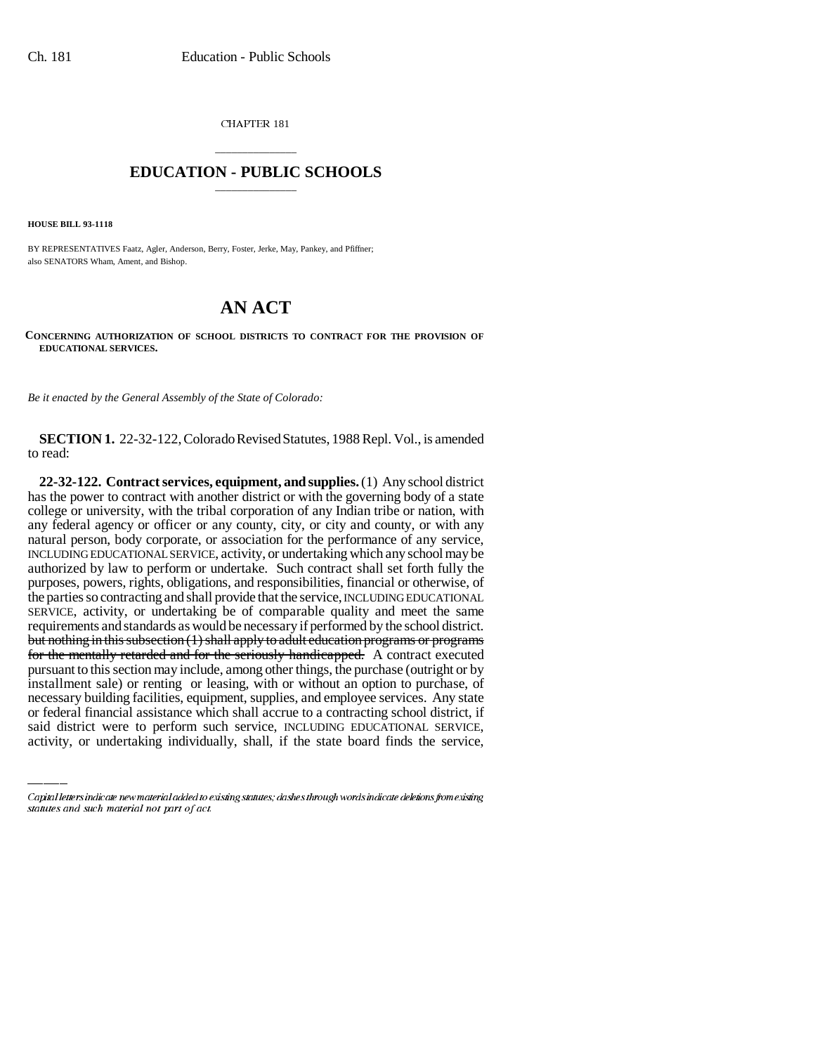CHAPTER 181

# EDUCATION - PUBLIC SCHOOLS

**HOUSE BILL 93-1118**

BY REPRESENTATIVES Faatz, Agler, Anderson, Berry, Foster, Jerke, May, Pankey, and Pfiffner; also SENATORS Wham, Ament, and Bishop.

# AN ACT

**CONCERNING AUTHORIZATION OF SCHOOL DISTRICTS TO CONTRACT FOR THE PROVISION OF EDUCATIONAL SERVICES.**

*Be it enacted by the General Assembly of the State of Colorado:*

**SECTION 1.** 22-32-122, Colorado Revised Statutes, 1988 Repl. Vol., is amended to read:

**22-32-122. Contract services, equipment, and supplies.** (1) Any school district has the power to contract with another district or with the governing body of a state college or university, with the tribal corporation of any Indian tribe or nation, with any federal agency or officer or any county, city, or city and county, or with any natural person, body corporate, or association for the performance of any service, INCLUDING EDUCATIONAL SERVICE, activity, or undertaking which any school may be authorized by law to perform or undertake. Such contract shall set forth fully the purposes, powers, rights, obligations, and responsibilities, financial or otherwise, of the parties so contracting and shall provide that the service, INCLUDING EDUCATIONAL SERVICE, activity, or undertaking be of comparable quality and meet the same requirements and standards as would be necessary if performed by the school district. ~~but nothing in this subsection (1) shall apply to adult education programs or programs for the mentally retarded and for the seriously handicapped.~~ A contract executed pursuant to this section may include, among other things, the purchase (outright or by installment sale) or renting or leasing, with or without an option to purchase, of necessary building facilities, equipment, supplies, and employee services. Any state or federal financial assistance which shall accrue to a contracting school district, if said district were to perform such service, INCLUDING EDUCATIONAL SERVICE, activity, or undertaking individually, shall, if the state board finds the service,

Capital letters indicate new material added to existing statutes; dashes through words indicate deletions from existing statutes and such material not part of act.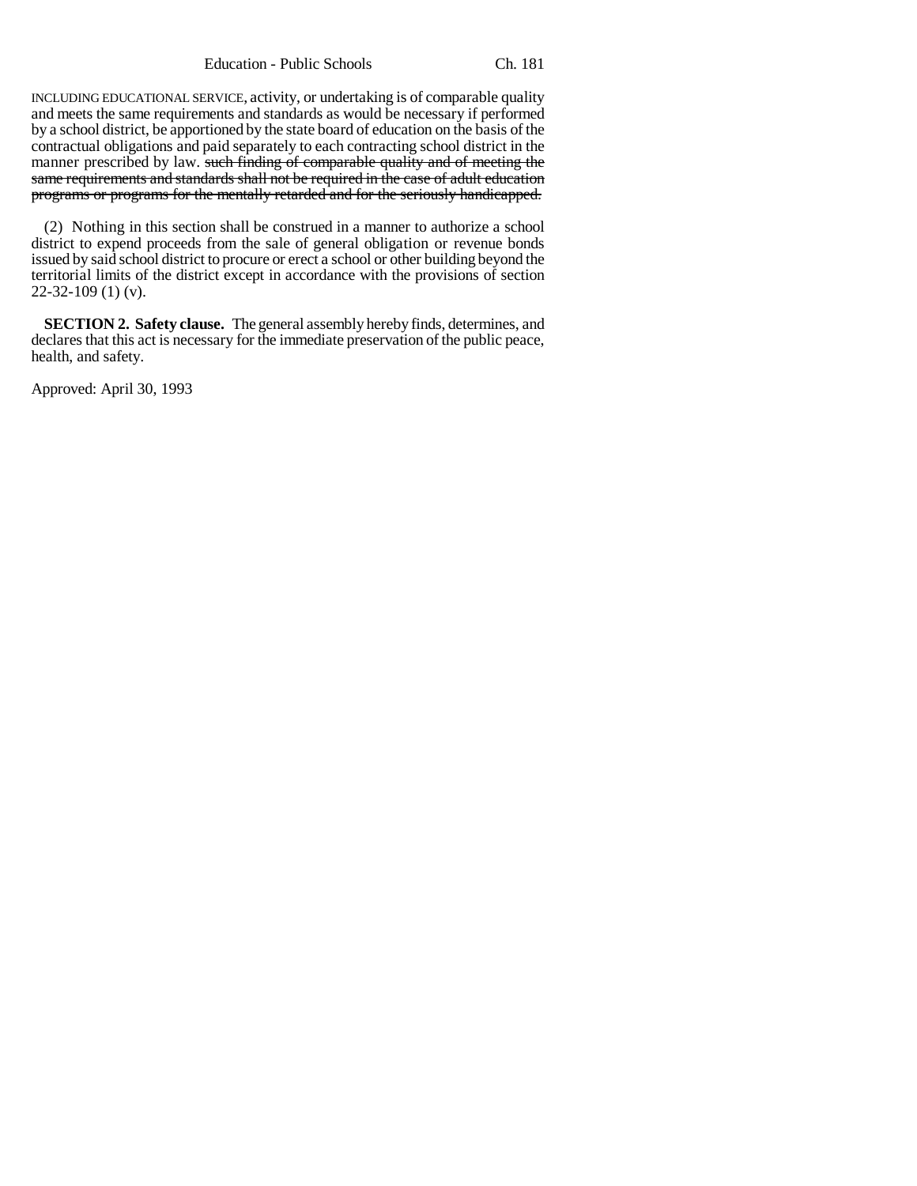INCLUDING EDUCATIONAL SERVICE, activity, or undertaking is of comparable quality and meets the same requirements and standards as would be necessary if performed by a school district, be apportioned by the state board of education on the basis of the contractual obligations and paid separately to each contracting school district in the manner prescribed by law. ~~such finding of comparable quality and of meeting the same requirements and standards shall not be required in the case of adult education programs or programs for the mentally retarded and for the seriously handicapped.~~

(2) Nothing in this section shall be construed in a manner to authorize a school district to expend proceeds from the sale of general obligation or revenue bonds issued by said school district to procure or erect a school or other building beyond the territorial limits of the district except in accordance with the provisions of section 22-32-109 (1) (v).

**SECTION 2. Safety clause.** The general assembly hereby finds, determines, and declares that this act is necessary for the immediate preservation of the public peace, health, and safety.

Approved: April 30, 1993